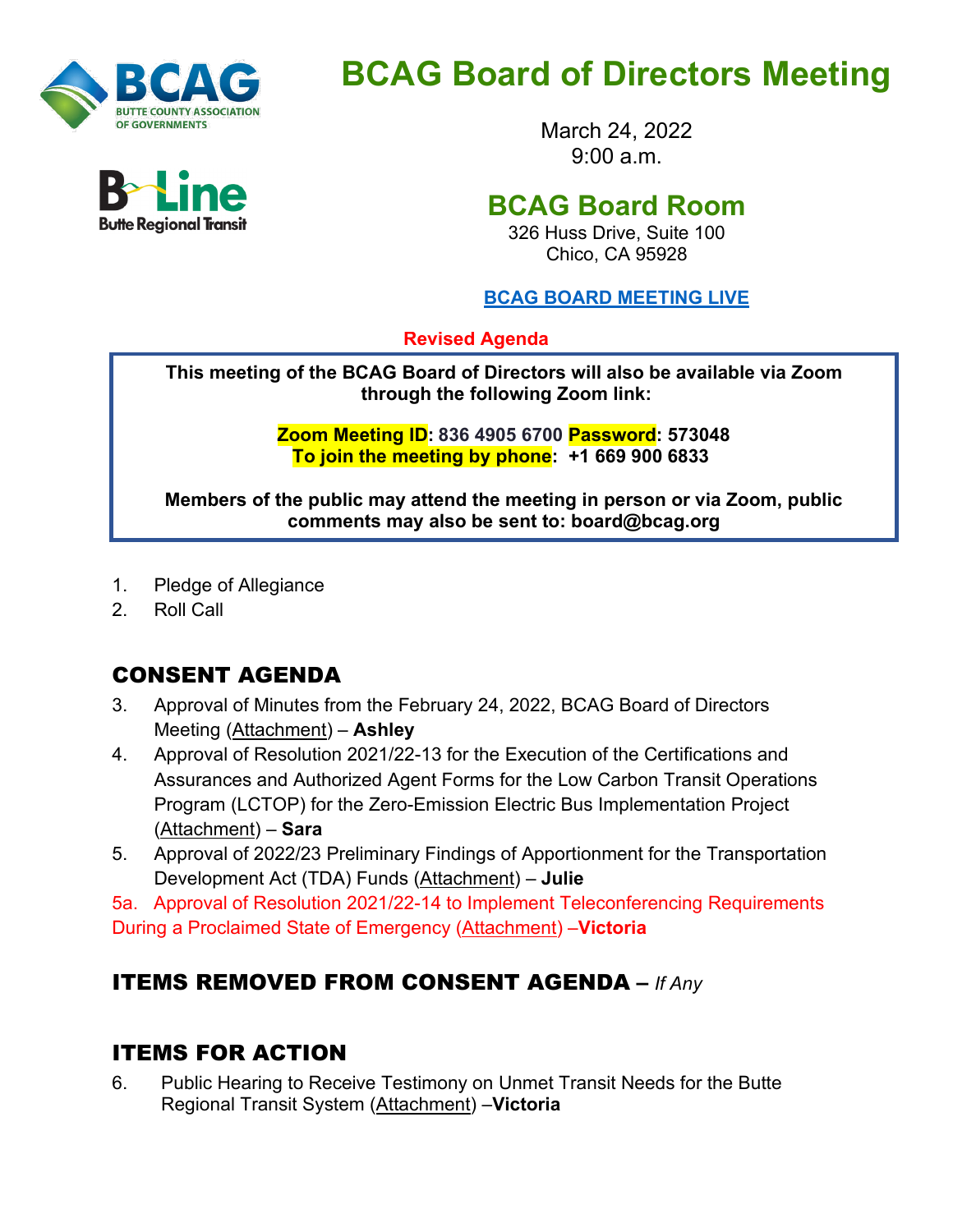# BCAG Board of Directors Meeting

March 24, 2022
9:00 a.m.

## BCAG Board Room

326 Huss Drive, Suite 100
Chico, CA 95928

BCAG BOARD MEETING LIVE

**Revised Agenda**

**This meeting of the BCAG Board of Directors will also be available via Zoom through the following Zoom link:**

**Zoom Meeting ID: 836 4905 6700 Password: 573048**
**To join the meeting by phone: +1 669 900 6833**

**Members of the public may attend the meeting in person or via Zoom, public comments may also be sent to: board@bcag.org**

1. Pledge of Allegiance
2. Roll Call

## CONSENT AGENDA

3. Approval of Minutes from the February 24, 2022, BCAG Board of Directors Meeting (Attachment) – **Ashley**
4. Approval of Resolution 2021/22-13 for the Execution of the Certifications and Assurances and Authorized Agent Forms for the Low Carbon Transit Operations Program (LCTOP) for the Zero-Emission Electric Bus Implementation Project (Attachment) – **Sara**
5. Approval of 2022/23 Preliminary Findings of Apportionment for the Transportation Development Act (TDA) Funds (Attachment) – **Julie**

5a. Approval of Resolution 2021/22-14 to Implement Teleconferencing Requirements During a Proclaimed State of Emergency (Attachment) –**Victoria**

## ITEMS REMOVED FROM CONSENT AGENDA – *If Any*

## ITEMS FOR ACTION

6. Public Hearing to Receive Testimony on Unmet Transit Needs for the Butte Regional Transit System (Attachment) –**Victoria**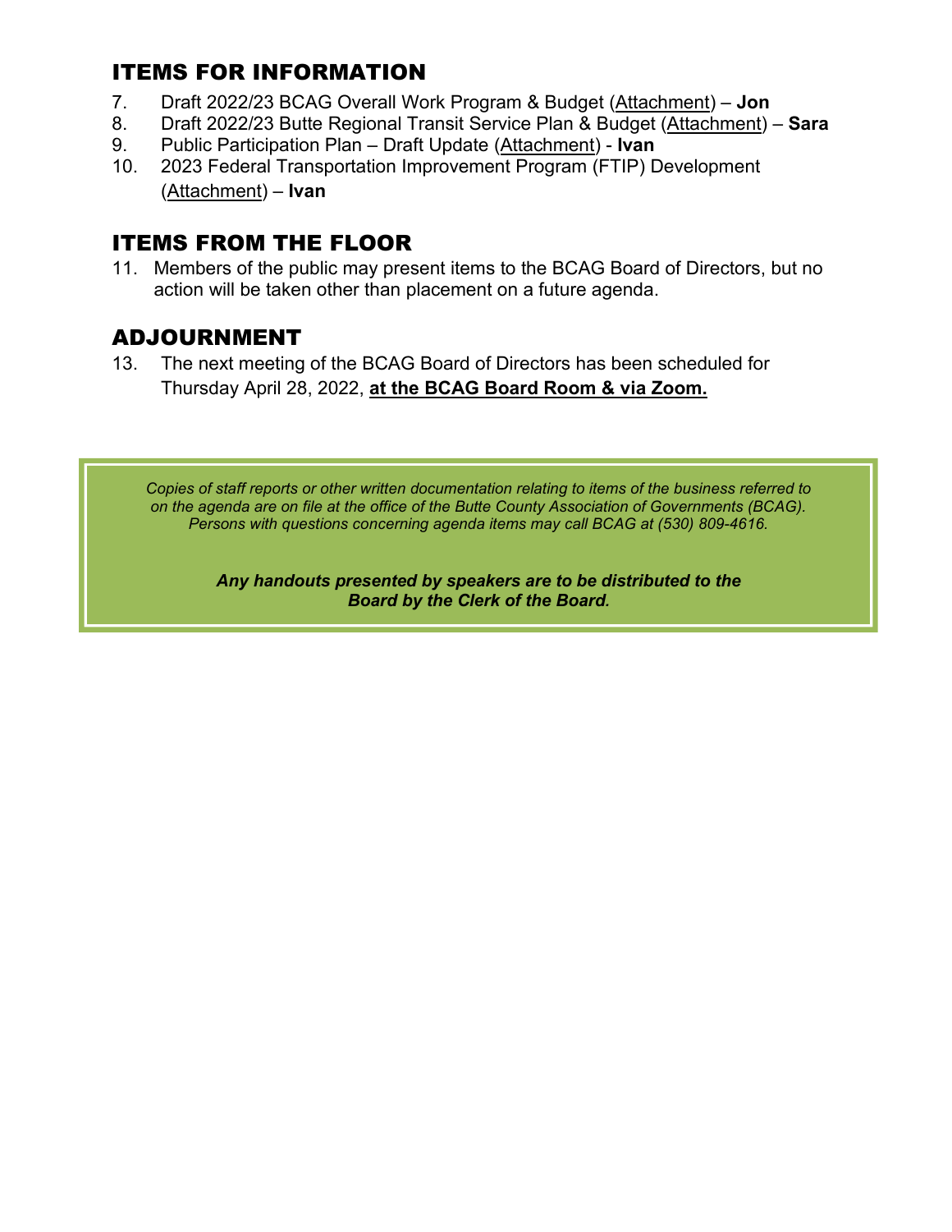## ITEMS FOR INFORMATION

7. Draft 2022/23 BCAG Overall Work Program & Budget (Attachment) – **Jon**
8. Draft 2022/23 Butte Regional Transit Service Plan & Budget (Attachment) – **Sara**
9. Public Participation Plan – Draft Update (Attachment) - **Ivan**
10. 2023 Federal Transportation Improvement Program (FTIP) Development (Attachment) – **Ivan**

## ITEMS FROM THE FLOOR

11. Members of the public may present items to the BCAG Board of Directors, but no action will be taken other than placement on a future agenda.

## ADJOURNMENT

13. The next meeting of the BCAG Board of Directors has been scheduled for Thursday April 28, 2022, **at the BCAG Board Room & via Zoom.**

*Copies of staff reports or other written documentation relating to items of the business referred to on the agenda are on file at the office of the Butte County Association of Governments (BCAG). Persons with questions concerning agenda items may call BCAG at (530) 809-4616.*

***Any handouts presented by speakers are to be distributed to the Board by the Clerk of the Board.***